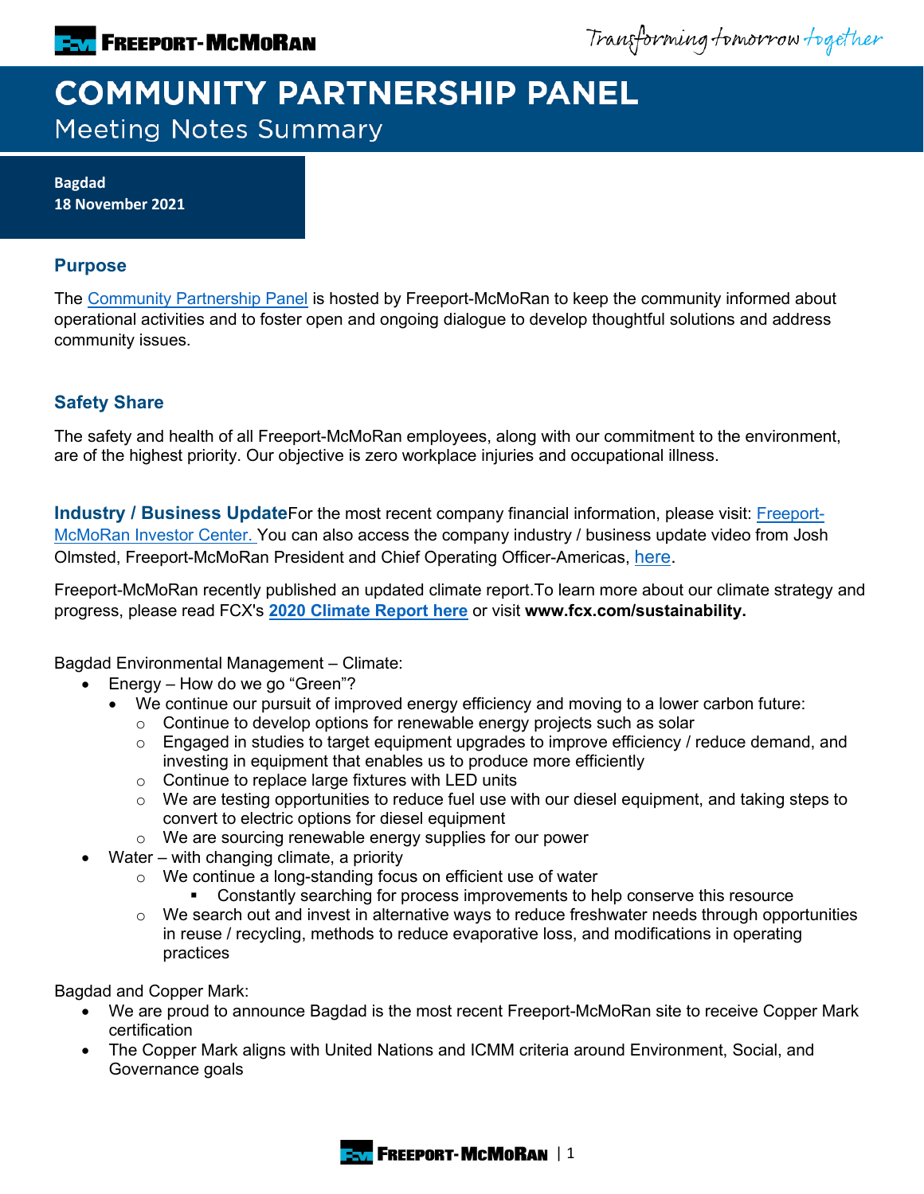# COMMUNITY PARTNERSHIP PANEL

## Meeting Notes Summary

**Bagdad**
**18 November 2021**

### Purpose

The Community Partnership Panel is hosted by Freeport-McMoRan to keep the community informed about operational activities and to foster open and ongoing dialogue to develop thoughtful solutions and address community issues.

### Safety Share

The safety and health of all Freeport-McMoRan employees, along with our commitment to the environment, are of the highest priority. Our objective is zero workplace injuries and occupational illness.

### Industry / Business Update

For the most recent company financial information, please visit: Freeport-McMoRan Investor Center. You can also access the company industry / business update video from Josh Olmsted, Freeport-McMoRan President and Chief Operating Officer-Americas, here.

Freeport-McMoRan recently published an updated climate report.To learn more about our climate strategy and progress, please read FCX's **2020 Climate Report here** or visit **www.fcx.com/sustainability.**

Bagdad Environmental Management – Climate:

- Energy – How do we go "Green"?
  - We continue our pursuit of improved energy efficiency and moving to a lower carbon future:
    - Continue to develop options for renewable energy projects such as solar
    - Engaged in studies to target equipment upgrades to improve efficiency / reduce demand, and investing in equipment that enables us to produce more efficiently
    - Continue to replace large fixtures with LED units
    - We are testing opportunities to reduce fuel use with our diesel equipment, and taking steps to convert to electric options for diesel equipment
    - We are sourcing renewable energy supplies for our power
- Water – with changing climate, a priority
  - We continue a long-standing focus on efficient use of water
    - Constantly searching for process improvements to help conserve this resource
  - We search out and invest in alternative ways to reduce freshwater needs through opportunities in reuse / recycling, methods to reduce evaporative loss, and modifications in operating practices

Bagdad and Copper Mark:

- We are proud to announce Bagdad is the most recent Freeport-McMoRan site to receive Copper Mark certification
- The Copper Mark aligns with United Nations and ICMM criteria around Environment, Social, and Governance goals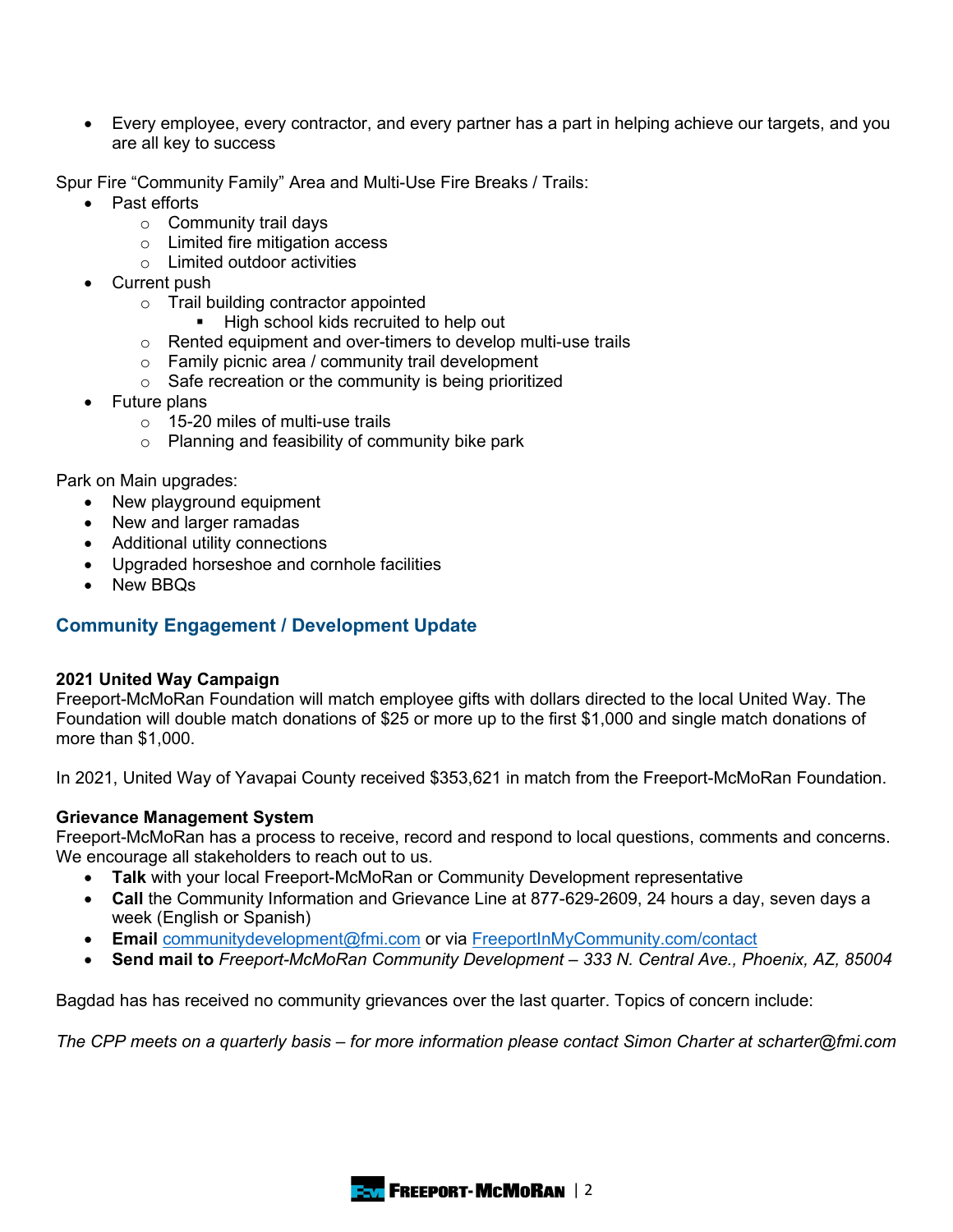- Every employee, every contractor, and every partner has a part in helping achieve our targets, and you are all key to success

Spur Fire "Community Family" Area and Multi-Use Fire Breaks / Trails:

- Past efforts
  - Community trail days
  - Limited fire mitigation access
  - Limited outdoor activities
- Current push
  - Trail building contractor appointed
    - High school kids recruited to help out
  - Rented equipment and over-timers to develop multi-use trails
  - Family picnic area / community trail development
  - Safe recreation or the community is being prioritized
- Future plans
  - 15-20 miles of multi-use trails
  - Planning and feasibility of community bike park

Park on Main upgrades:

- New playground equipment
- New and larger ramadas
- Additional utility connections
- Upgraded horseshoe and cornhole facilities
- New BBQs

## Community Engagement / Development Update

**2021 United Way Campaign**
Freeport-McMoRan Foundation will match employee gifts with dollars directed to the local United Way. The Foundation will double match donations of $25 or more up to the first $1,000 and single match donations of more than $1,000.

In 2021, United Way of Yavapai County received $353,621 in match from the Freeport-McMoRan Foundation.

**Grievance Management System**
Freeport-McMoRan has a process to receive, record and respond to local questions, comments and concerns. We encourage all stakeholders to reach out to us.

- **Talk** with your local Freeport-McMoRan or Community Development representative
- **Call** the Community Information and Grievance Line at 877-629-2609, 24 hours a day, seven days a week (English or Spanish)
- **Email** communitydevelopment@fmi.com or via FreeportInMyCommunity.com/contact
- **Send mail to** *Freeport-McMoRan Community Development – 333 N. Central Ave., Phoenix, AZ, 85004*

Bagdad has has received no community grievances over the last quarter. Topics of concern include:

*The CPP meets on a quarterly basis – for more information please contact Simon Charter at scharter@fmi.com*